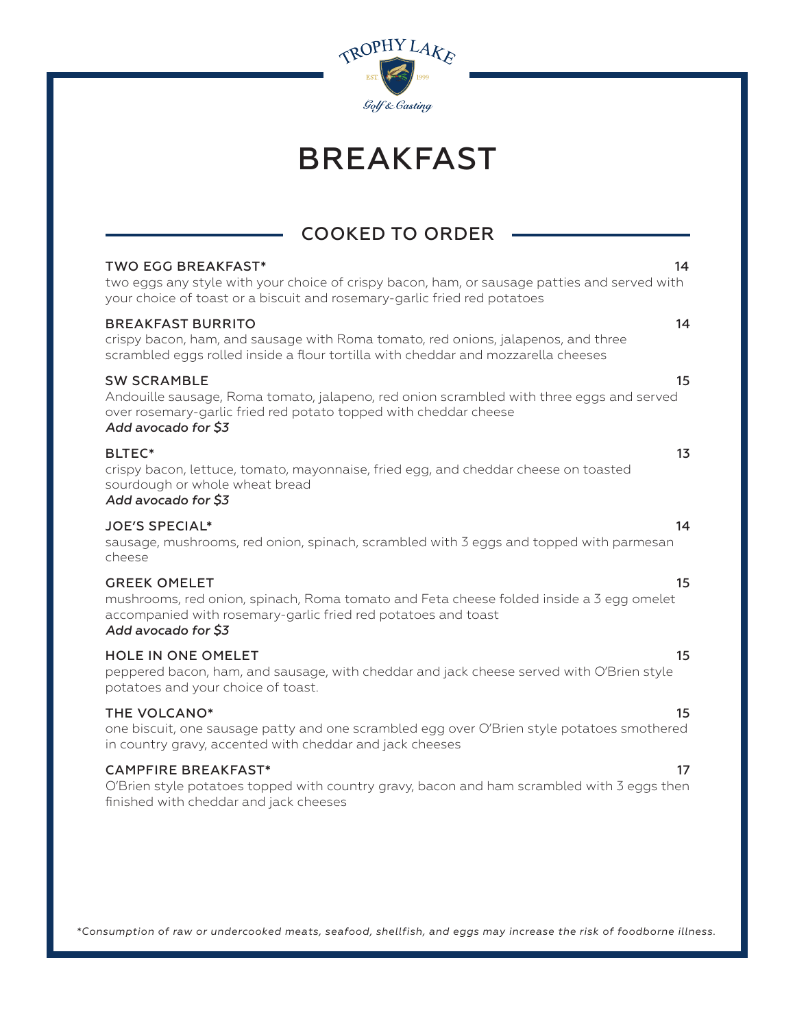TROPHY LAKE

EST. 1999

Golf & Casting

# BREAKFAST

## COOKED TO ORDER

**TWO EGG BREAKFAST*** 14
two eggs any style with your choice of crispy bacon, ham, or sausage patties and served with your choice of toast or a biscuit and rosemary-garlic fried red potatoes

**BREAKFAST BURRITO** 14
crispy bacon, ham, and sausage with Roma tomato, red onions, jalapenos, and three scrambled eggs rolled inside a flour tortilla with cheddar and mozzarella cheeses

**SW SCRAMBLE** 15
Andouille sausage, Roma tomato, jalapeno, red onion scrambled with three eggs and served over rosemary-garlic fried red potato topped with cheddar cheese
*Add avocado for $3*

**BLTEC*** 13
crispy bacon, lettuce, tomato, mayonnaise, fried egg, and cheddar cheese on toasted sourdough or whole wheat bread
*Add avocado for $3*

**JOE'S SPECIAL*** 14
sausage, mushrooms, red onion, spinach, scrambled with 3 eggs and topped with parmesan cheese

**GREEK OMELET** 15
mushrooms, red onion, spinach, Roma tomato and Feta cheese folded inside a 3 egg omelet accompanied with rosemary-garlic fried red potatoes and toast
*Add avocado for $3*

**HOLE IN ONE OMELET** 15
peppered bacon, ham, and sausage, with cheddar and jack cheese served with O'Brien style potatoes and your choice of toast.

**THE VOLCANO*** 15
one biscuit, one sausage patty and one scrambled egg over O'Brien style potatoes smothered in country gravy, accented with cheddar and jack cheeses

**CAMPFIRE BREAKFAST*** 17
O'Brien style potatoes topped with country gravy, bacon and ham scrambled with 3 eggs then finished with cheddar and jack cheeses

*\*Consumption of raw or undercooked meats, seafood, shellfish, and eggs may increase the risk of foodborne illness.*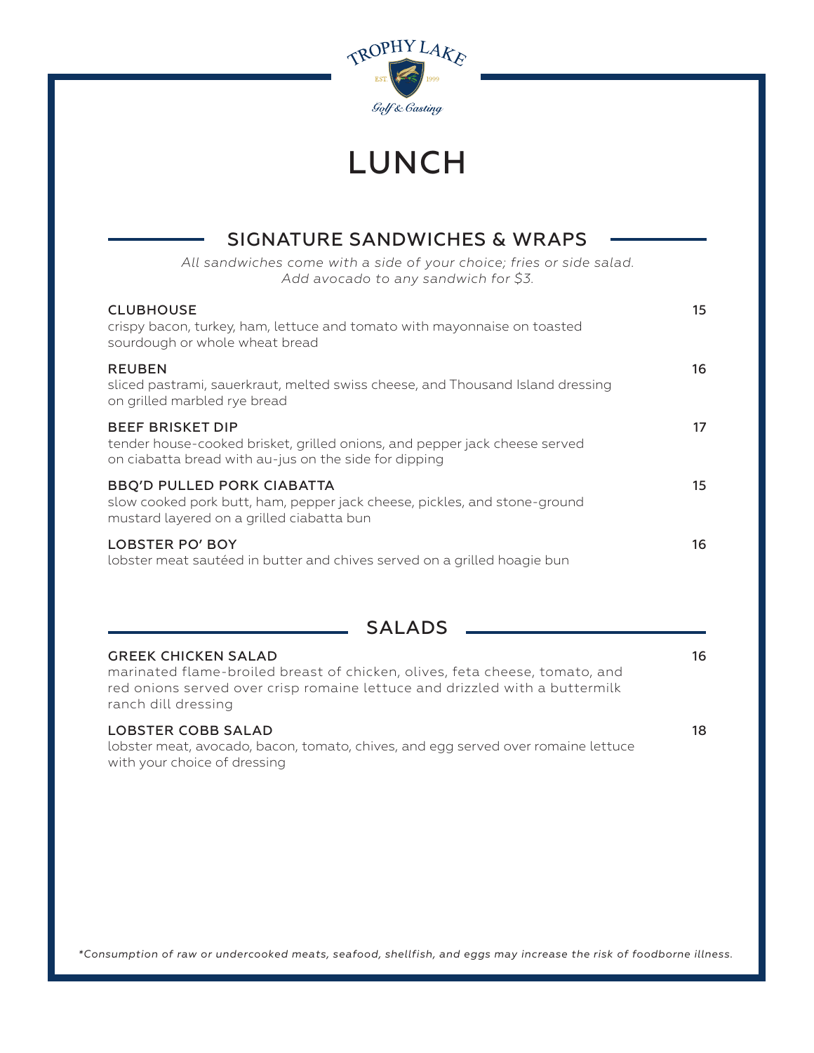TROPHY LAKE

EST. 1999

Golf & Casting

# LUNCH

## SIGNATURE SANDWICHES & WRAPS

*All sandwiches come with a side of your choice; fries or side salad.*
*Add avocado to any sandwich for $3.*

**CLUBHOUSE** 15
crispy bacon, turkey, ham, lettuce and tomato with mayonnaise on toasted sourdough or whole wheat bread

**REUBEN** 16
sliced pastrami, sauerkraut, melted swiss cheese, and Thousand Island dressing on grilled marbled rye bread

**BEEF BRISKET DIP** 17
tender house-cooked brisket, grilled onions, and pepper jack cheese served on ciabatta bread with au-jus on the side for dipping

**BBQ'D PULLED PORK CIABATTA** 15
slow cooked pork butt, ham, pepper jack cheese, pickles, and stone-ground mustard layered on a grilled ciabatta bun

**LOBSTER PO' BOY** 16
lobster meat sautéed in butter and chives served on a grilled hoagie bun

## SALADS

**GREEK CHICKEN SALAD** 16
marinated flame-broiled breast of chicken, olives, feta cheese, tomato, and red onions served over crisp romaine lettuce and drizzled with a buttermilk ranch dill dressing

**LOBSTER COBB SALAD** 18
lobster meat, avocado, bacon, tomato, chives, and egg served over romaine lettuce with your choice of dressing

*\*Consumption of raw or undercooked meats, seafood, shellfish, and eggs may increase the risk of foodborne illness.*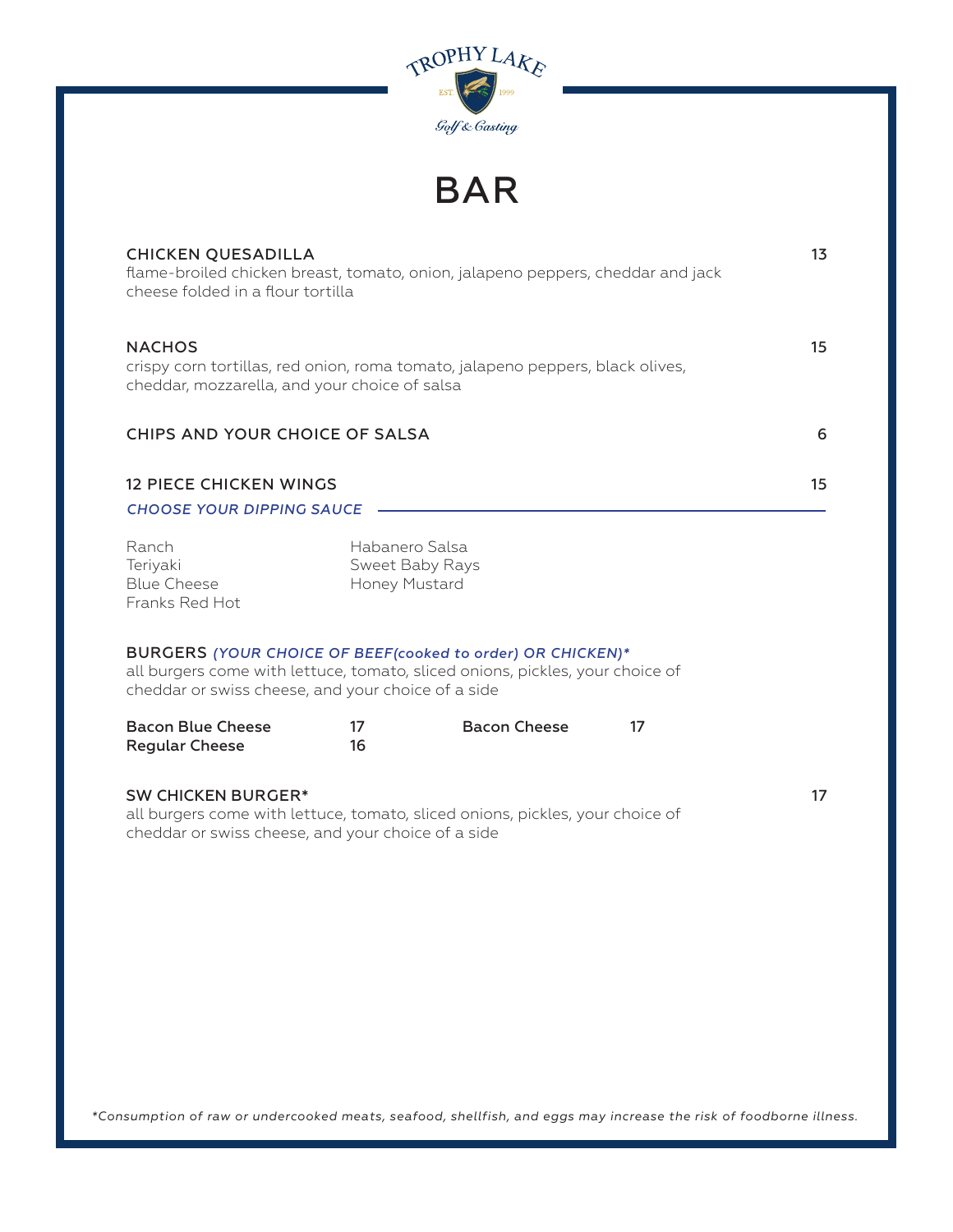TROPHY LAKE

EST. 1999

Golf & Casting

# BAR

**CHICKEN QUESADILLA** 13
flame-broiled chicken breast, tomato, onion, jalapeno peppers, cheddar and jack cheese folded in a flour tortilla

**NACHOS** 15
crispy corn tortillas, red onion, roma tomato, jalapeno peppers, black olives, cheddar, mozzarella, and your choice of salsa

**CHIPS AND YOUR CHOICE OF SALSA** 6

**12 PIECE CHICKEN WINGS** 15

*CHOOSE YOUR DIPPING SAUCE*

Ranch
Teriyaki
Blue Cheese
Franks Red Hot
Habanero Salsa
Sweet Baby Rays
Honey Mustard

**BURGERS** *(YOUR CHOICE OF BEEF(cooked to order) OR CHICKEN)**
all burgers come with lettuce, tomato, sliced onions, pickles, your choice of cheddar or swiss cheese, and your choice of a side

| | | | |
|---|---|---|---|
| **Bacon Blue Cheese** | 17 | **Bacon Cheese** | 17 |
| **Regular Cheese** | 16 | | |

**SW CHICKEN BURGER*** 17
all burgers come with lettuce, tomato, sliced onions, pickles, your choice of cheddar or swiss cheese, and your choice of a side

*\*Consumption of raw or undercooked meats, seafood, shellfish, and eggs may increase the risk of foodborne illness.*